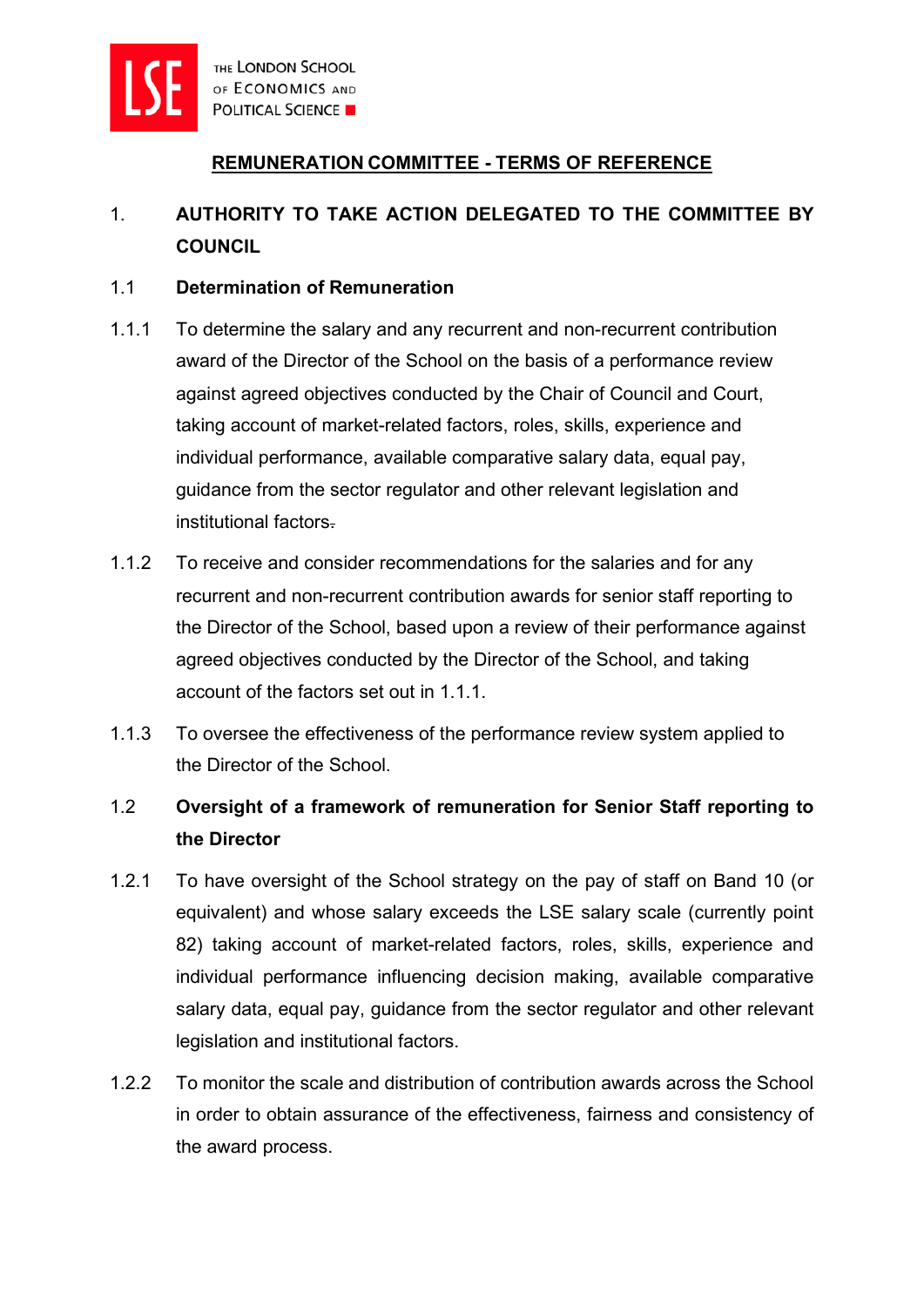## REMUNERATION COMMITTEE - TERMS OF REFERENCE

### 1. AUTHORITY TO TAKE ACTION DELEGATED TO THE COMMITTEE BY COUNCIL

#### 1.1 Determination of Remuneration

1.1.1 To determine the salary and any recurrent and non-recurrent contribution award of the Director of the School on the basis of a performance review against agreed objectives conducted by the Chair of Council and Court, taking account of market-related factors, roles, skills, experience and individual performance, available comparative salary data, equal pay, guidance from the sector regulator and other relevant legislation and institutional factors.

1.1.2 To receive and consider recommendations for the salaries and for any recurrent and non-recurrent contribution awards for senior staff reporting to the Director of the School, based upon a review of their performance against agreed objectives conducted by the Director of the School, and taking account of the factors set out in 1.1.1.

1.1.3 To oversee the effectiveness of the performance review system applied to the Director of the School.

#### 1.2 Oversight of a framework of remuneration for Senior Staff reporting to the Director

1.2.1 To have oversight of the School strategy on the pay of staff on Band 10 (or equivalent) and whose salary exceeds the LSE salary scale (currently point 82) taking account of market-related factors, roles, skills, experience and individual performance influencing decision making, available comparative salary data, equal pay, guidance from the sector regulator and other relevant legislation and institutional factors.

1.2.2 To monitor the scale and distribution of contribution awards across the School in order to obtain assurance of the effectiveness, fairness and consistency of the award process.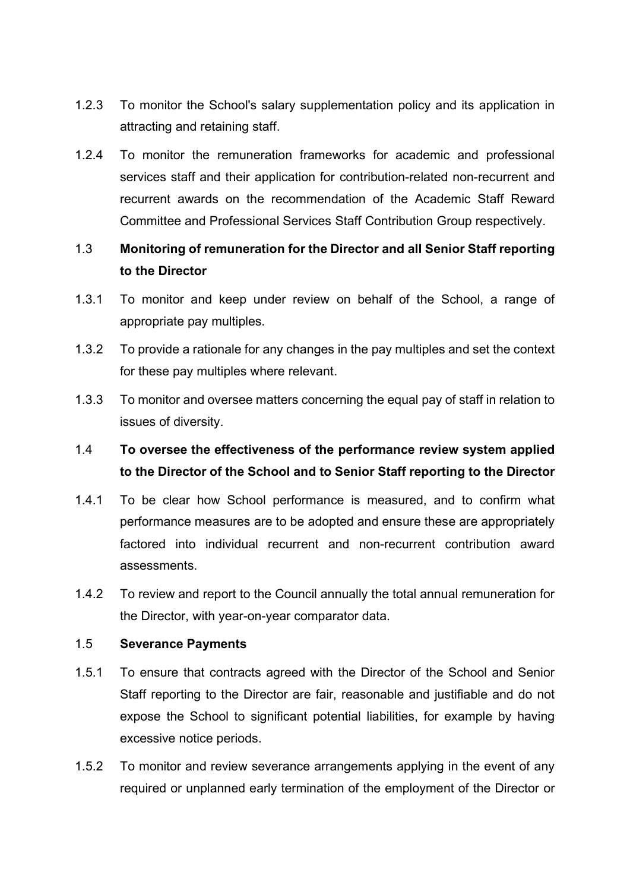1.2.3 To monitor the School's salary supplementation policy and its application in attracting and retaining staff.

1.2.4 To monitor the remuneration frameworks for academic and professional services staff and their application for contribution-related non-recurrent and recurrent awards on the recommendation of the Academic Staff Reward Committee and Professional Services Staff Contribution Group respectively.

1.3 **Monitoring of remuneration for the Director and all Senior Staff reporting to the Director**

1.3.1 To monitor and keep under review on behalf of the School, a range of appropriate pay multiples.

1.3.2 To provide a rationale for any changes in the pay multiples and set the context for these pay multiples where relevant.

1.3.3 To monitor and oversee matters concerning the equal pay of staff in relation to issues of diversity.

1.4 **To oversee the effectiveness of the performance review system applied to the Director of the School and to Senior Staff reporting to the Director**

1.4.1 To be clear how School performance is measured, and to confirm what performance measures are to be adopted and ensure these are appropriately factored into individual recurrent and non-recurrent contribution award assessments.

1.4.2 To review and report to the Council annually the total annual remuneration for the Director, with year-on-year comparator data.

1.5 **Severance Payments**

1.5.1 To ensure that contracts agreed with the Director of the School and Senior Staff reporting to the Director are fair, reasonable and justifiable and do not expose the School to significant potential liabilities, for example by having excessive notice periods.

1.5.2 To monitor and review severance arrangements applying in the event of any required or unplanned early termination of the employment of the Director or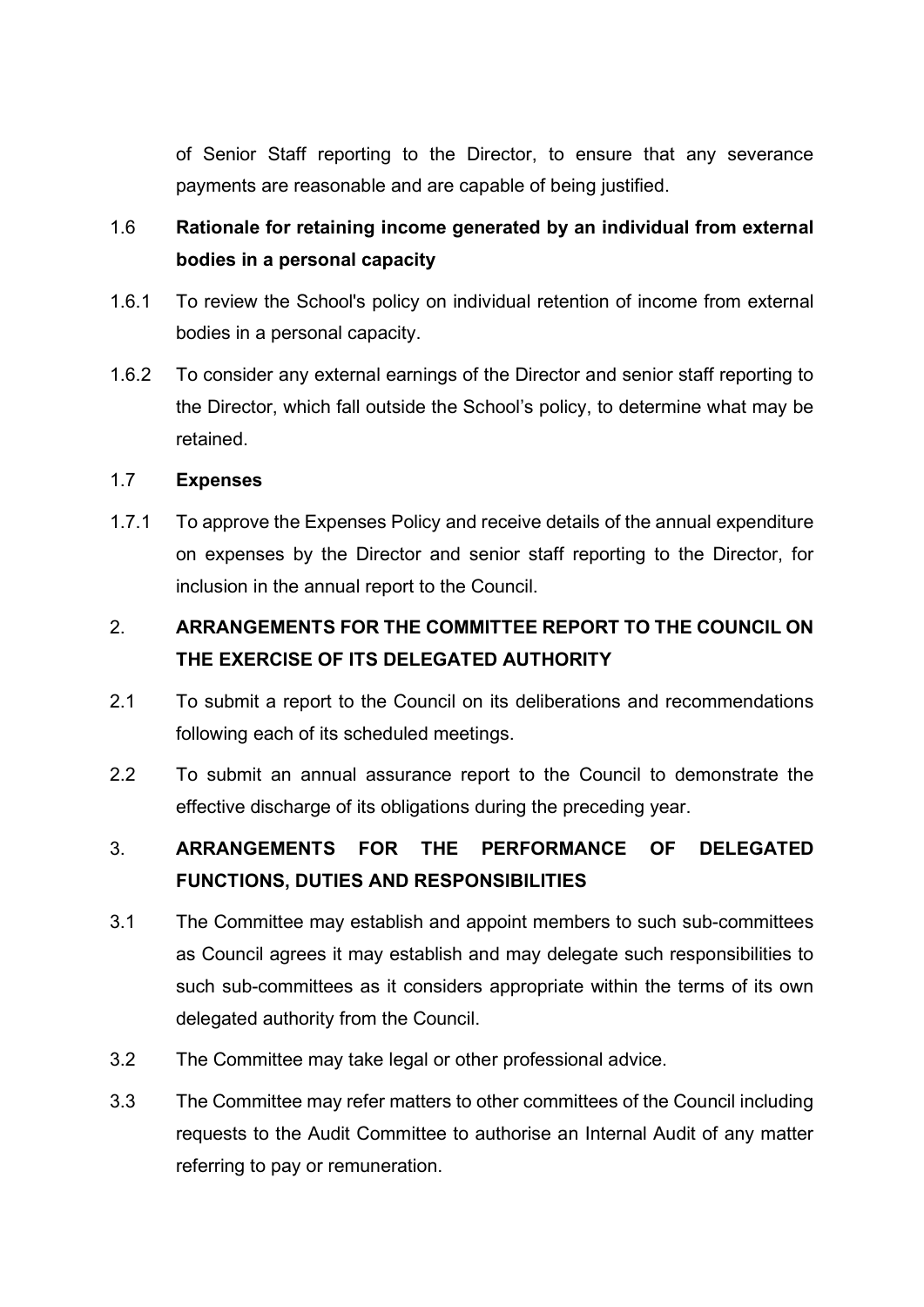of Senior Staff reporting to the Director, to ensure that any severance payments are reasonable and are capable of being justified.

### 1.6 Rationale for retaining income generated by an individual from external bodies in a personal capacity

1.6.1 To review the School's policy on individual retention of income from external bodies in a personal capacity.

1.6.2 To consider any external earnings of the Director and senior staff reporting to the Director, which fall outside the School's policy, to determine what may be retained.

### 1.7 Expenses

1.7.1 To approve the Expenses Policy and receive details of the annual expenditure on expenses by the Director and senior staff reporting to the Director, for inclusion in the annual report to the Council.

## 2. ARRANGEMENTS FOR THE COMMITTEE REPORT TO THE COUNCIL ON THE EXERCISE OF ITS DELEGATED AUTHORITY

2.1 To submit a report to the Council on its deliberations and recommendations following each of its scheduled meetings.

2.2 To submit an annual assurance report to the Council to demonstrate the effective discharge of its obligations during the preceding year.

## 3. ARRANGEMENTS FOR THE PERFORMANCE OF DELEGATED FUNCTIONS, DUTIES AND RESPONSIBILITIES

3.1 The Committee may establish and appoint members to such sub-committees as Council agrees it may establish and may delegate such responsibilities to such sub-committees as it considers appropriate within the terms of its own delegated authority from the Council.

3.2 The Committee may take legal or other professional advice.

3.3 The Committee may refer matters to other committees of the Council including requests to the Audit Committee to authorise an Internal Audit of any matter referring to pay or remuneration.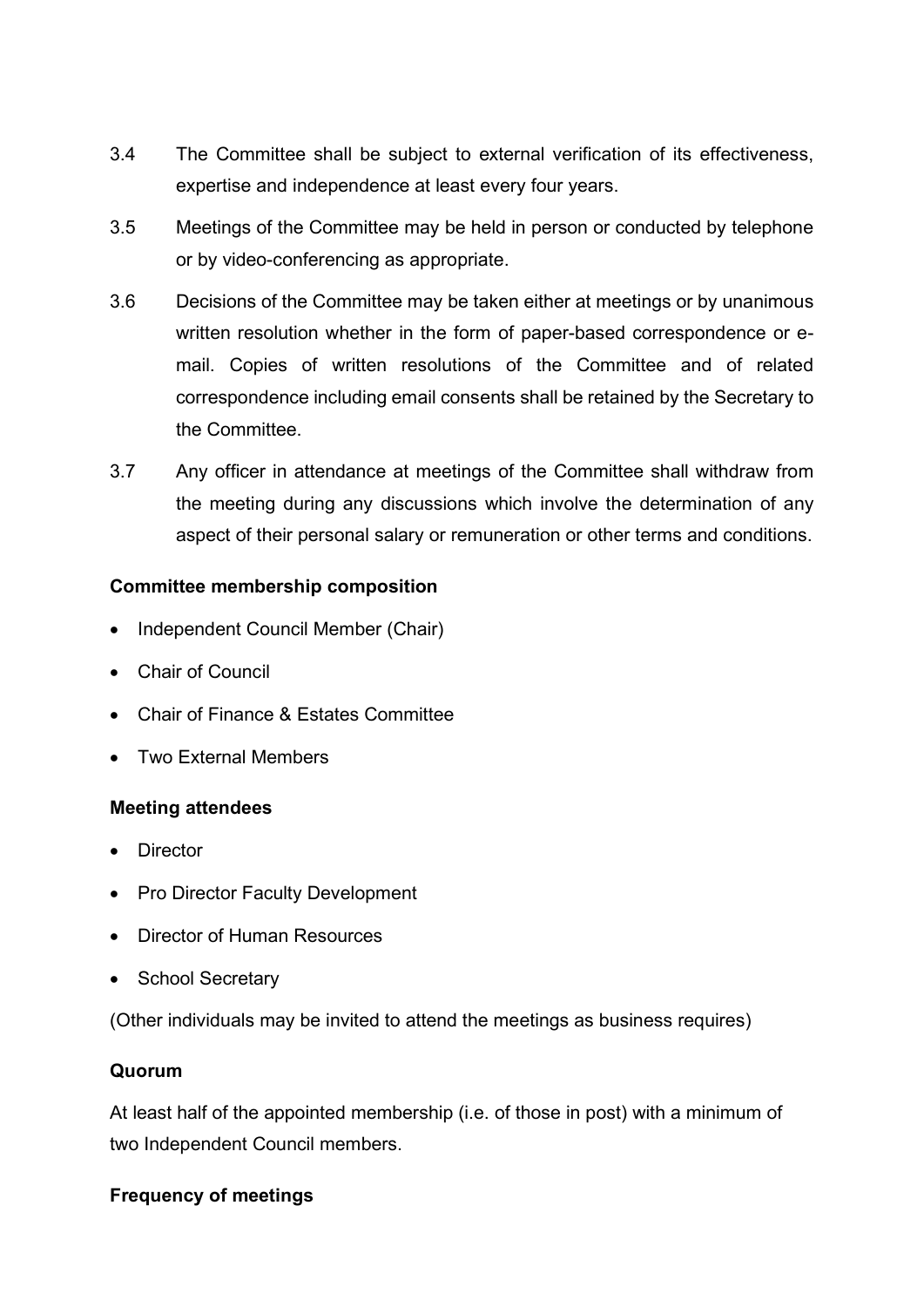3.4 The Committee shall be subject to external verification of its effectiveness, expertise and independence at least every four years.

3.5 Meetings of the Committee may be held in person or conducted by telephone or by video-conferencing as appropriate.

3.6 Decisions of the Committee may be taken either at meetings or by unanimous written resolution whether in the form of paper-based correspondence or e-mail. Copies of written resolutions of the Committee and of related correspondence including email consents shall be retained by the Secretary to the Committee.

3.7 Any officer in attendance at meetings of the Committee shall withdraw from the meeting during any discussions which involve the determination of any aspect of their personal salary or remuneration or other terms and conditions.

**Committee membership composition**

- Independent Council Member (Chair)
- Chair of Council
- Chair of Finance & Estates Committee
- Two External Members

**Meeting attendees**

- Director
- Pro Director Faculty Development
- Director of Human Resources
- School Secretary

(Other individuals may be invited to attend the meetings as business requires)

**Quorum**

At least half of the appointed membership (i.e. of those in post) with a minimum of two Independent Council members.

**Frequency of meetings**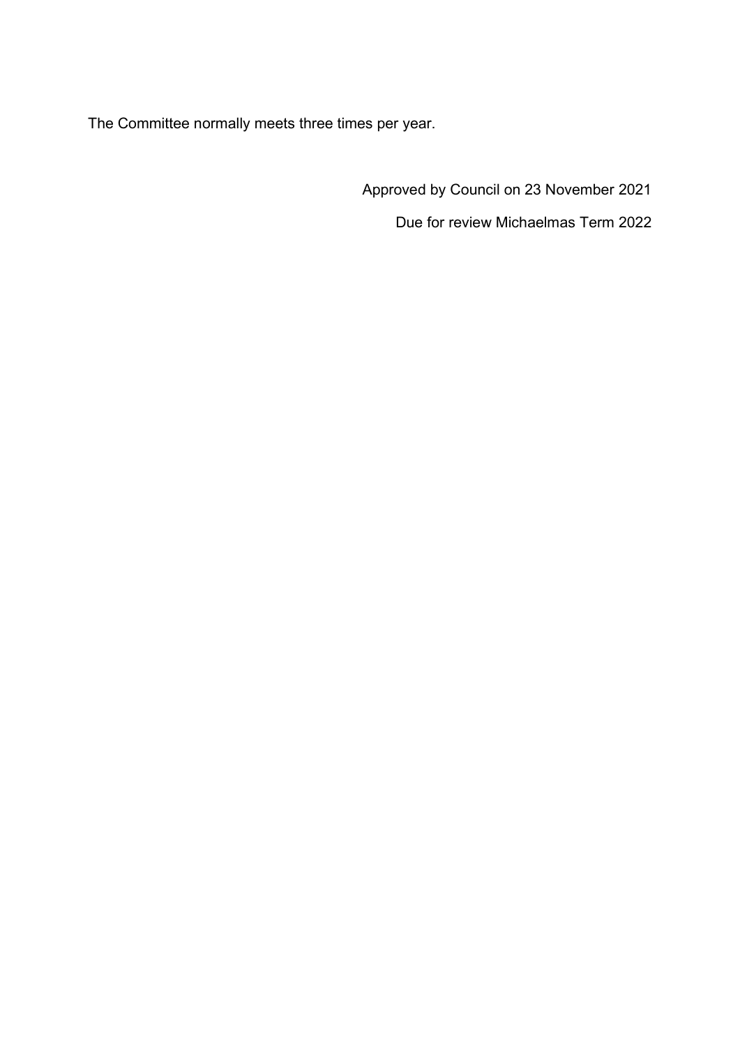The Committee normally meets three times per year.

Approved by Council on 23 November 2021

Due for review Michaelmas Term 2022